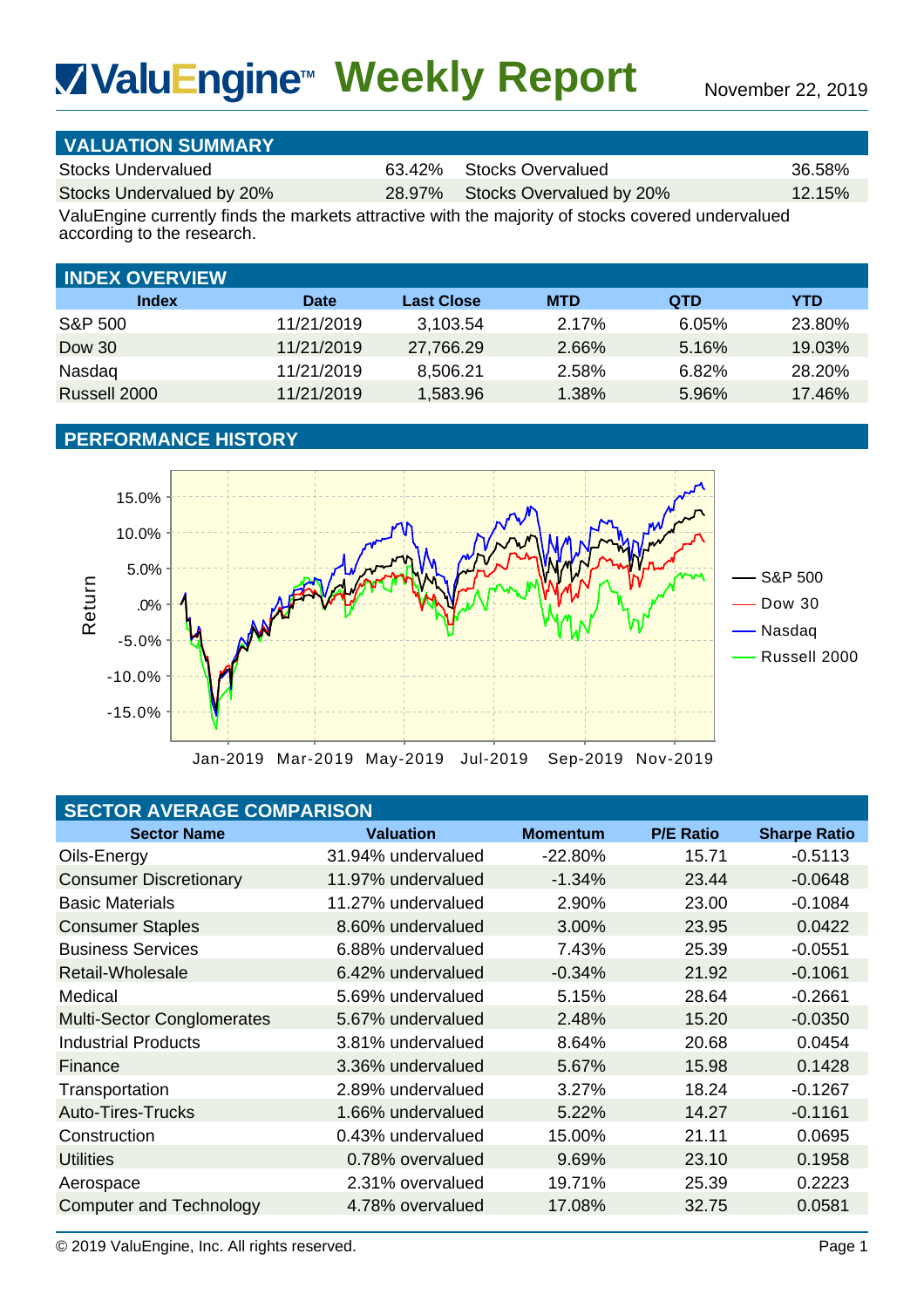# ValuEngine™ Weekly Report

November 22, 2019

## VALUATION SUMMARY

| | | | |
|---|---|---|---|
| Stocks Undervalued | 63.42% | Stocks Overvalued | 36.58% |
| Stocks Undervalued by 20% | 28.97% | Stocks Overvalued by 20% | 12.15% |

ValuEngine currently finds the markets attractive with the majority of stocks covered undervalued according to the research.

## INDEX OVERVIEW

| Index | Date | Last Close | MTD | QTD | YTD |
|---|---|---|---|---|---|
| S&P 500 | 11/21/2019 | 3,103.54 | 2.17% | 6.05% | 23.80% |
| Dow 30 | 11/21/2019 | 27,766.29 | 2.66% | 5.16% | 19.03% |
| Nasdaq | 11/21/2019 | 8,506.21 | 2.58% | 6.82% | 28.20% |
| Russell 2000 | 11/21/2019 | 1,583.96 | 1.38% | 5.96% | 17.46% |

## PERFORMANCE HISTORY

## SECTOR AVERAGE COMPARISON

| Sector Name | Valuation | Momentum | P/E Ratio | Sharpe Ratio |
|---|---|---|---|---|
| Oils-Energy | 31.94% undervalued | -22.80% | 15.71 | -0.5113 |
| Consumer Discretionary | 11.97% undervalued | -1.34% | 23.44 | -0.0648 |
| Basic Materials | 11.27% undervalued | 2.90% | 23.00 | -0.1084 |
| Consumer Staples | 8.60% undervalued | 3.00% | 23.95 | 0.0422 |
| Business Services | 6.88% undervalued | 7.43% | 25.39 | -0.0551 |
| Retail-Wholesale | 6.42% undervalued | -0.34% | 21.92 | -0.1061 |
| Medical | 5.69% undervalued | 5.15% | 28.64 | -0.2661 |
| Multi-Sector Conglomerates | 5.67% undervalued | 2.48% | 15.20 | -0.0350 |
| Industrial Products | 3.81% undervalued | 8.64% | 20.68 | 0.0454 |
| Finance | 3.36% undervalued | 5.67% | 15.98 | 0.1428 |
| Transportation | 2.89% undervalued | 3.27% | 18.24 | -0.1267 |
| Auto-Tires-Trucks | 1.66% undervalued | 5.22% | 14.27 | -0.1161 |
| Construction | 0.43% undervalued | 15.00% | 21.11 | 0.0695 |
| Utilities | 0.78% overvalued | 9.69% | 23.10 | 0.1958 |
| Aerospace | 2.31% overvalued | 19.71% | 25.39 | 0.2223 |
| Computer and Technology | 4.78% overvalued | 17.08% | 32.75 | 0.0581 |

© 2019 ValuEngine, Inc. All rights reserved.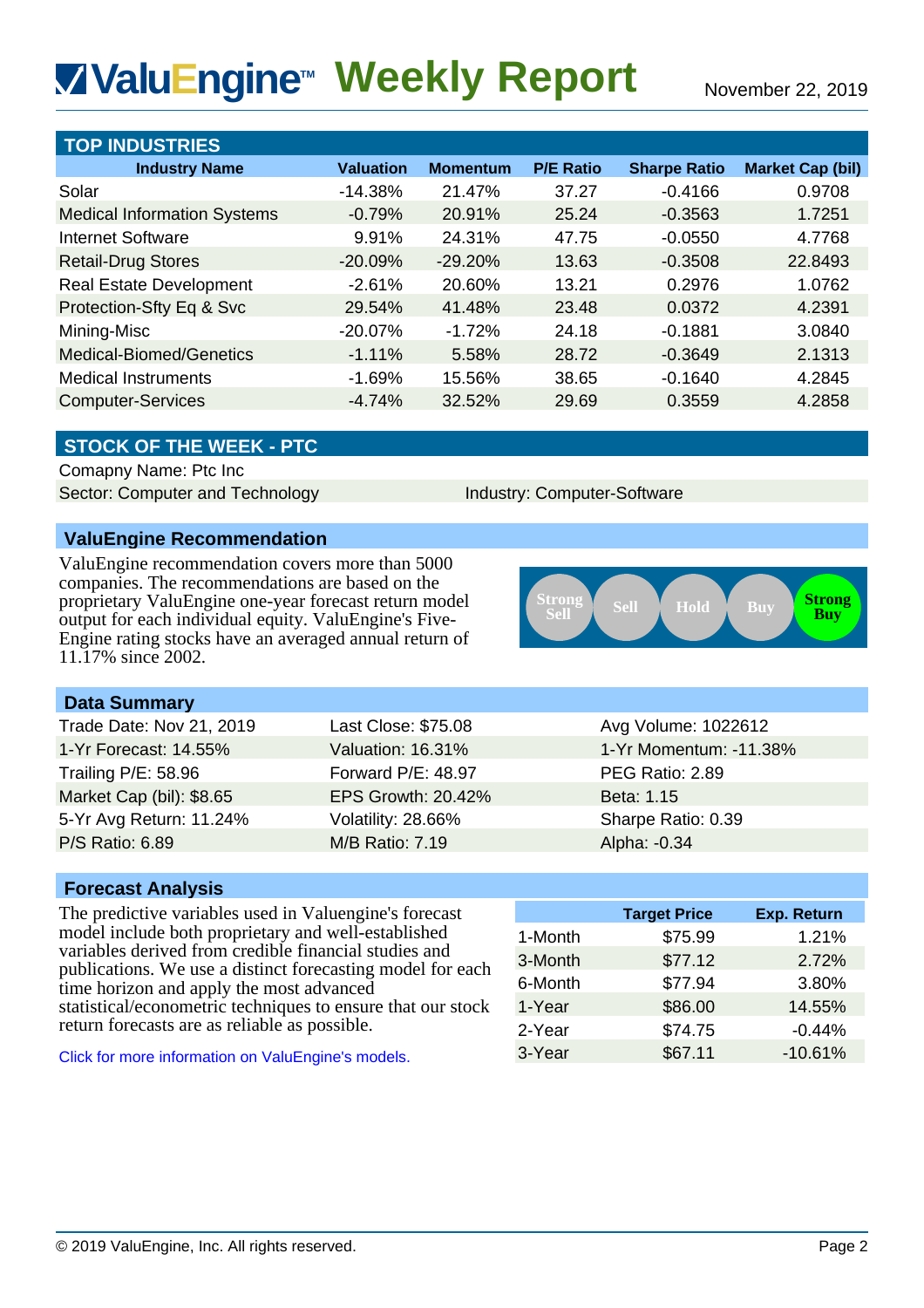# ValuEngine™ Weekly Report

November 22, 2019

## TOP INDUSTRIES

| Industry Name | Valuation | Momentum | P/E Ratio | Sharpe Ratio | Market Cap (bil) |
|---|---|---|---|---|---|
| Solar | -14.38% | 21.47% | 37.27 | -0.4166 | 0.9708 |
| Medical Information Systems | -0.79% | 20.91% | 25.24 | -0.3563 | 1.7251 |
| Internet Software | 9.91% | 24.31% | 47.75 | -0.0550 | 4.7768 |
| Retail-Drug Stores | -20.09% | -29.20% | 13.63 | -0.3508 | 22.8493 |
| Real Estate Development | -2.61% | 20.60% | 13.21 | 0.2976 | 1.0762 |
| Protection-Sfty Eq & Svc | 29.54% | 41.48% | 23.48 | 0.0372 | 4.2391 |
| Mining-Misc | -20.07% | -1.72% | 24.18 | -0.1881 | 3.0840 |
| Medical-Biomed/Genetics | -1.11% | 5.58% | 28.72 | -0.3649 | 2.1313 |
| Medical Instruments | -1.69% | 15.56% | 38.65 | -0.1640 | 4.2845 |
| Computer-Services | -4.74% | 32.52% | 29.69 | 0.3559 | 4.2858 |

## STOCK OF THE WEEK - PTC

Comapny Name: Ptc Inc

Sector: Computer and Technology

Industry: Computer-Software

### ValuEngine Recommendation

ValuEngine recommendation covers more than 5000 companies. The recommendations are based on the proprietary ValuEngine one-year forecast return model output for each individual equity. ValuEngine's Five-Engine rating stocks have an averaged annual return of 11.17% since 2002.

Strong Sell | Sell | Hold | Buy | **Strong Buy**

### Data Summary

| | | |
|---|---|---|
| Trade Date: Nov 21, 2019 | Last Close: $75.08 | Avg Volume: 1022612 |
| 1-Yr Forecast: 14.55% | Valuation: 16.31% | 1-Yr Momentum: -11.38% |
| Trailing P/E: 58.96 | Forward P/E: 48.97 | PEG Ratio: 2.89 |
| Market Cap (bil): $8.65 | EPS Growth: 20.42% | Beta: 1.15 |
| 5-Yr Avg Return: 11.24% | Volatility: 28.66% | Sharpe Ratio: 0.39 |
| P/S Ratio: 6.89 | M/B Ratio: 7.19 | Alpha: -0.34 |

### Forecast Analysis

The predictive variables used in Valuengine's forecast model include both proprietary and well-established variables derived from credible financial studies and publications. We use a distinct forecasting model for each time horizon and apply the most advanced statistical/econometric techniques to ensure that our stock return forecasts are as reliable as possible.

Click for more information on ValuEngine's models.

| | Target Price | Exp. Return |
|---|---|---|
| 1-Month | $75.99 | 1.21% |
| 3-Month | $77.12 | 2.72% |
| 6-Month | $77.94 | 3.80% |
| 1-Year | $86.00 | 14.55% |
| 2-Year | $74.75 | -0.44% |
| 3-Year | $67.11 | -10.61% |

© 2019 ValuEngine, Inc. All rights reserved.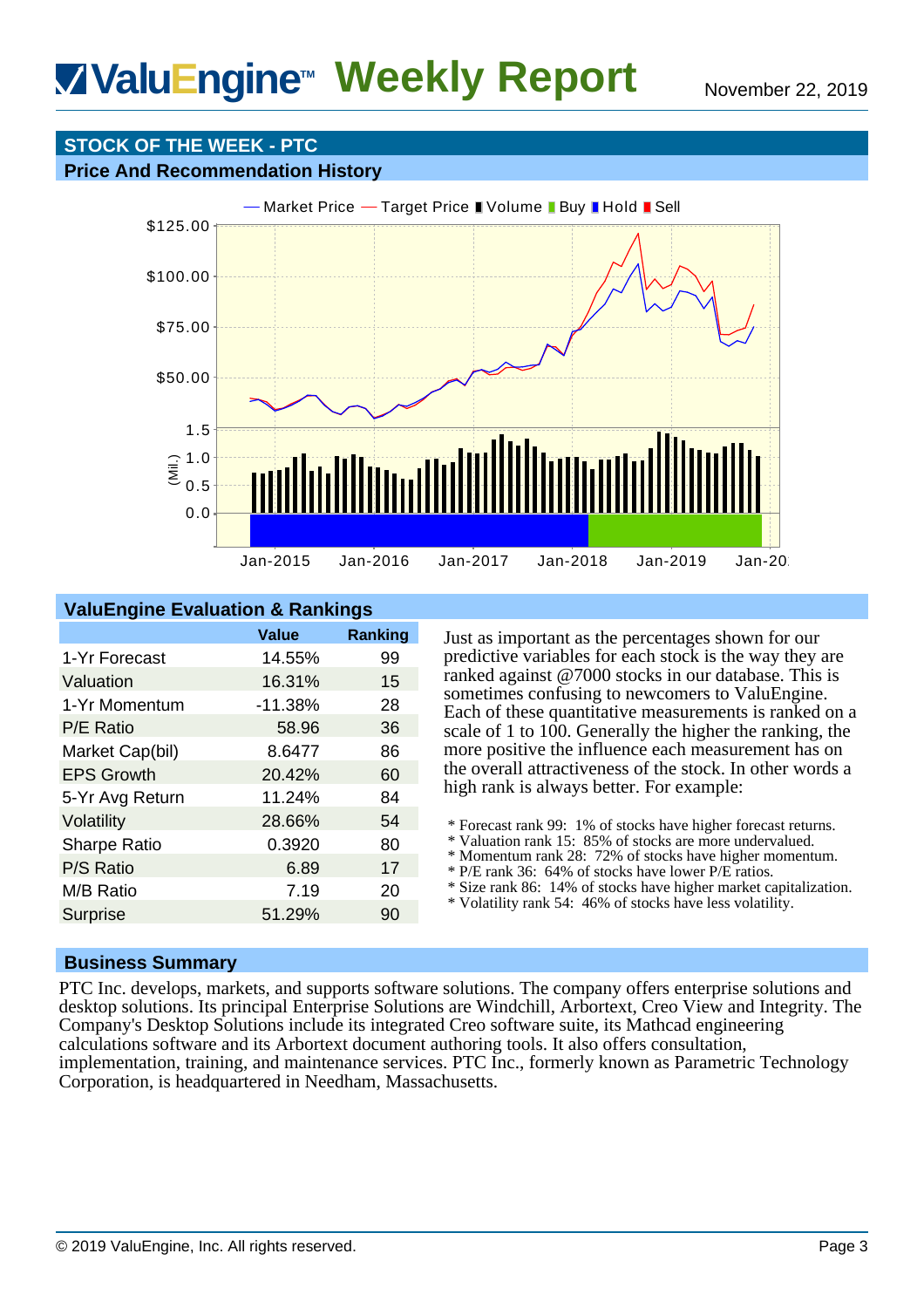# ValuEngine™ Weekly Report

November 22, 2019

## STOCK OF THE WEEK - PTC

### Price And Recommendation History

— Market Price — Target Price ▮ Volume ▮ Buy ▮ Hold ▮ Sell

$125.00
$100.00
$75.00
$50.00

1.5
1.0
0.5
0.0
(Mil.)

Jan-2015 Jan-2016 Jan-2017 Jan-2018 Jan-2019 Jan-20

### ValuEngine Evaluation & Rankings

| | Value | Ranking |
|---|---|---|
| 1-Yr Forecast | 14.55% | 99 |
| Valuation | 16.31% | 15 |
| 1-Yr Momentum | -11.38% | 28 |
| P/E Ratio | 58.96 | 36 |
| Market Cap(bil) | 8.6477 | 86 |
| EPS Growth | 20.42% | 60 |
| 5-Yr Avg Return | 11.24% | 84 |
| Volatility | 28.66% | 54 |
| Sharpe Ratio | 0.3920 | 80 |
| P/S Ratio | 6.89 | 17 |
| M/B Ratio | 7.19 | 20 |
| Surprise | 51.29% | 90 |

Just as important as the percentages shown for our predictive variables for each stock is the way they are ranked against @7000 stocks in our database. This is sometimes confusing to newcomers to ValuEngine. Each of these quantitative measurements is ranked on a scale of 1 to 100. Generally the higher the ranking, the more positive the influence each measurement has on the overall attractiveness of the stock. In other words a high rank is always better. For example:

* Forecast rank 99: 1% of stocks have higher forecast returns.
* Valuation rank 15: 85% of stocks are more undervalued.
* Momentum rank 28: 72% of stocks have higher momentum.
* P/E rank 36: 64% of stocks have lower P/E ratios.
* Size rank 86: 14% of stocks have higher market capitalization.
* Volatility rank 54: 46% of stocks have less volatility.

### Business Summary

PTC Inc. develops, markets, and supports software solutions. The company offers enterprise solutions and desktop solutions. Its principal Enterprise Solutions are Windchill, Arbortext, Creo View and Integrity. The Company's Desktop Solutions include its integrated Creo software suite, its Mathcad engineering calculations software and its Arbortext document authoring tools. It also offers consultation, implementation, training, and maintenance services. PTC Inc., formerly known as Parametric Technology Corporation, is headquartered in Needham, Massachusetts.

© 2019 ValuEngine, Inc. All rights reserved.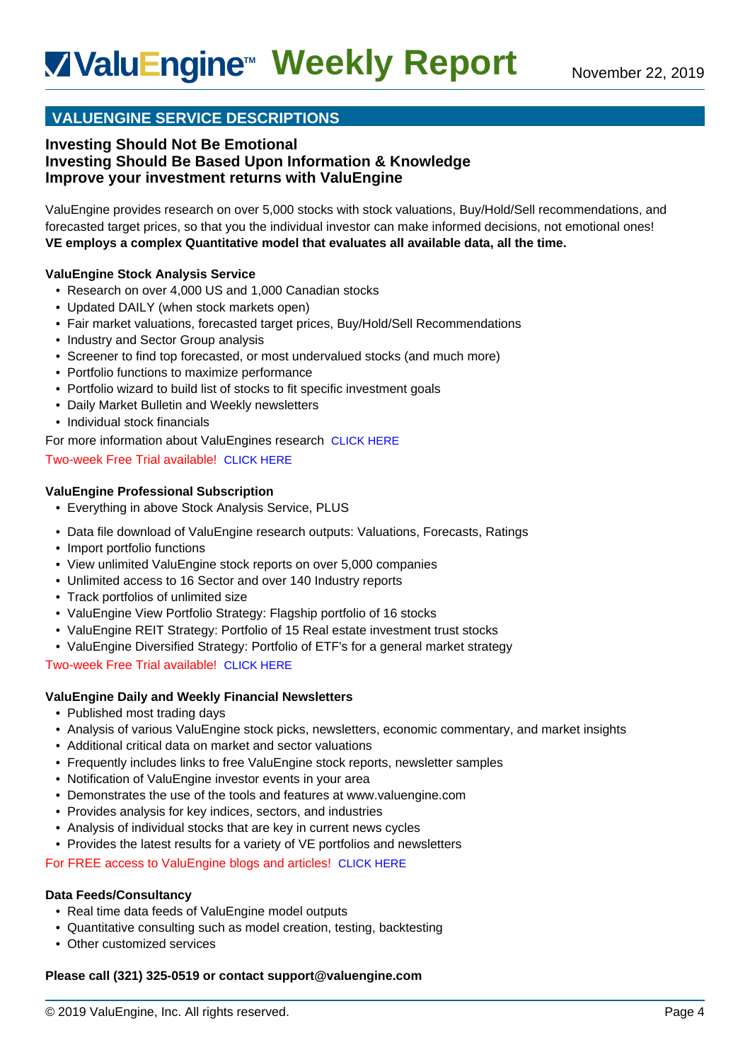## VALUENGINE SERVICE DESCRIPTIONS

### Investing Should Not Be Emotional
### Investing Should Be Based Upon Information & Knowledge
### Improve your investment returns with ValuEngine

ValuEngine provides research on over 5,000 stocks with stock valuations, Buy/Hold/Sell recommendations, and forecasted target prices, so that you the individual investor can make informed decisions, not emotional ones!
**VE employs a complex Quantitative model that evaluates all available data, all the time.**

**ValuEngine Stock Analysis Service**

- Research on over 4,000 US and 1,000 Canadian stocks
- Updated DAILY (when stock markets open)
- Fair market valuations, forecasted target prices, Buy/Hold/Sell Recommendations
- Industry and Sector Group analysis
- Screener to find top forecasted, or most undervalued stocks (and much more)
- Portfolio functions to maximize performance
- Portfolio wizard to build list of stocks to fit specific investment goals
- Daily Market Bulletin and Weekly newsletters
- Individual stock financials

For more information about ValuEngines research CLICK HERE

Two-week Free Trial available! CLICK HERE

**ValuEngine Professional Subscription**

- Everything in above Stock Analysis Service, PLUS
- Data file download of ValuEngine research outputs: Valuations, Forecasts, Ratings
- Import portfolio functions
- View unlimited ValuEngine stock reports on over 5,000 companies
- Unlimited access to 16 Sector and over 140 Industry reports
- Track portfolios of unlimited size
- ValuEngine View Portfolio Strategy: Flagship portfolio of 16 stocks
- ValuEngine REIT Strategy: Portfolio of 15 Real estate investment trust stocks
- ValuEngine Diversified Strategy: Portfolio of ETF's for a general market strategy

Two-week Free Trial available! CLICK HERE

**ValuEngine Daily and Weekly Financial Newsletters**

- Published most trading days
- Analysis of various ValuEngine stock picks, newsletters, economic commentary, and market insights
- Additional critical data on market and sector valuations
- Frequently includes links to free ValuEngine stock reports, newsletter samples
- Notification of ValuEngine investor events in your area
- Demonstrates the use of the tools and features at www.valuengine.com
- Provides analysis for key indices, sectors, and industries
- Analysis of individual stocks that are key in current news cycles
- Provides the latest results for a variety of VE portfolios and newsletters

For FREE access to ValuEngine blogs and articles! CLICK HERE

**Data Feeds/Consultancy**

- Real time data feeds of ValuEngine model outputs
- Quantitative consulting such as model creation, testing, backtesting
- Other customized services

**Please call (321) 325-0519 or contact support@valuengine.com**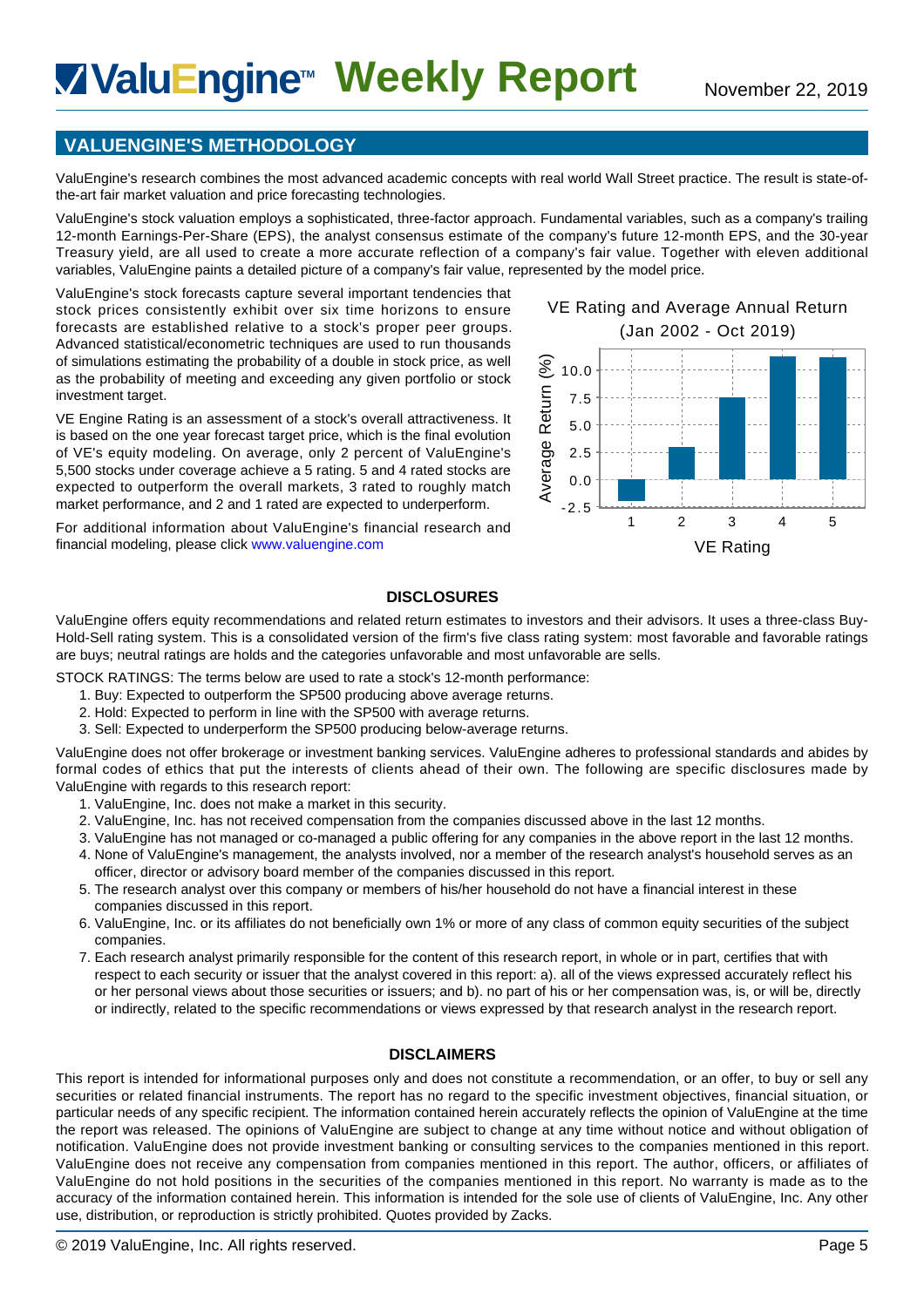## VALUENGINE'S METHODOLOGY

ValuEngine's research combines the most advanced academic concepts with real world Wall Street practice. The result is state-of-the-art fair market valuation and price forecasting technologies.

ValuEngine's stock valuation employs a sophisticated, three-factor approach. Fundamental variables, such as a company's trailing 12-month Earnings-Per-Share (EPS), the analyst consensus estimate of the company's future 12-month EPS, and the 30-year Treasury yield, are all used to create a more accurate reflection of a company's fair value. Together with eleven additional variables, ValuEngine paints a detailed picture of a company's fair value, represented by the model price.

ValuEngine's stock forecasts capture several important tendencies that stock prices consistently exhibit over six time horizons to ensure forecasts are established relative to a stock's proper peer groups. Advanced statistical/econometric techniques are used to run thousands of simulations estimating the probability of a double in stock price, as well as the probability of meeting and exceeding any given portfolio or stock investment target.

VE Engine Rating is an assessment of a stock's overall attractiveness. It is based on the one year forecast target price, which is the final evolution of VE's equity modeling. On average, only 2 percent of ValuEngine's 5,500 stocks under coverage achieve a 5 rating. 5 and 4 rated stocks are expected to outperform the overall markets, 3 rated to roughly match market performance, and 2 and 1 rated are expected to underperform.

For additional information about ValuEngine's financial research and financial modeling, please click www.valuengine.com

VE Rating and Average Annual Return
(Jan 2002 - Oct 2019)

Average Return (%)
10.0
7.5
5.0
2.5
0.0
-2.5

1 2 3 4 5
VE Rating

### DISCLOSURES

ValuEngine offers equity recommendations and related return estimates to investors and their advisors. It uses a three-class Buy-Hold-Sell rating system. This is a consolidated version of the firm's five class rating system: most favorable and favorable ratings are buys; neutral ratings are holds and the categories unfavorable and most unfavorable are sells.

STOCK RATINGS: The terms below are used to rate a stock's 12-month performance:

1. Buy: Expected to outperform the SP500 producing above average returns.
2. Hold: Expected to perform in line with the SP500 with average returns.
3. Sell: Expected to underperform the SP500 producing below-average returns.

ValuEngine does not offer brokerage or investment banking services. ValuEngine adheres to professional standards and abides by formal codes of ethics that put the interests of clients ahead of their own. The following are specific disclosures made by ValuEngine with regards to this research report:

1. ValuEngine, Inc. does not make a market in this security.
2. ValuEngine, Inc. has not received compensation from the companies discussed above in the last 12 months.
3. ValuEngine has not managed or co-managed a public offering for any companies in the above report in the last 12 months.
4. None of ValuEngine's management, the analysts involved, nor a member of the research analyst's household serves as an officer, director or advisory board member of the companies discussed in this report.
5. The research analyst over this company or members of his/her household do not have a financial interest in these companies discussed in this report.
6. ValuEngine, Inc. or its affiliates do not beneficially own 1% or more of any class of common equity securities of the subject companies.
7. Each research analyst primarily responsible for the content of this research report, in whole or in part, certifies that with respect to each security or issuer that the analyst covered in this report: a). all of the views expressed accurately reflect his or her personal views about those securities or issuers; and b). no part of his or her compensation was, is, or will be, directly or indirectly, related to the specific recommendations or views expressed by that research analyst in the research report.

### DISCLAIMERS

This report is intended for informational purposes only and does not constitute a recommendation, or an offer, to buy or sell any securities or related financial instruments. The report has no regard to the specific investment objectives, financial situation, or particular needs of any specific recipient. The information contained herein accurately reflects the opinion of ValuEngine at the time the report was released. The opinions of ValuEngine are subject to change at any time without notice and without obligation of notification. ValuEngine does not provide investment banking or consulting services to the companies mentioned in this report. ValuEngine does not receive any compensation from companies mentioned in this report. The author, officers, or affiliates of ValuEngine do not hold positions in the securities of the companies mentioned in this report. No warranty is made as to the accuracy of the information contained herein. This information is intended for the sole use of clients of ValuEngine, Inc. Any other use, distribution, or reproduction is strictly prohibited. Quotes provided by Zacks.

© 2019 ValuEngine, Inc. All rights reserved.